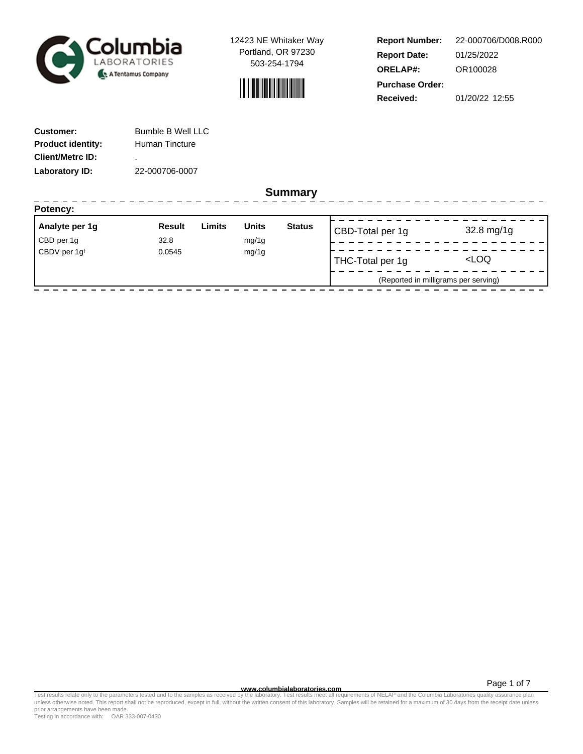Columbia LABORATORIES
A Tentamus Company

12423 NE Whitaker Way
Portland, OR 97230
503-254-1794

**Report Number:** 22-000706/D008.R000
**Report Date:** 01/25/2022
**ORELAP#:** OR100028
**Purchase Order:**
**Received:** 01/20/22 12:55

**Customer:** Bumble B Well LLC
**Product identity:** Human Tincture
**Client/Metrc ID:** .
**Laboratory ID:** 22-000706-0007

## Summary

### Potency:

| Analyte per 1g | Result | Limits | Units | Status |
|---|---|---|---|---|
| CBD per 1g | 32.8 | | mg/1g | |
| CBDV per 1g† | 0.0545 | | mg/1g | |

| | |
|---|---|
| CBD-Total per 1g | 32.8 mg/1g |
| THC-Total per 1g | <LOQ |

(Reported in milligrams per serving)

www.columbialaboratories.com

Test results relate only to the parameters tested and to the samples as received by the laboratory. Test results meet all requirements of NELAP and the Columbia Laboratories quality assurance plan unless otherwise noted. This report shall not be reproduced, except in full, without the written consent of this laboratory. Samples will be retained for a maximum of 30 days from the receipt date unless prior arrangements have been made.
Testing in accordance with: OAR 333-007-0430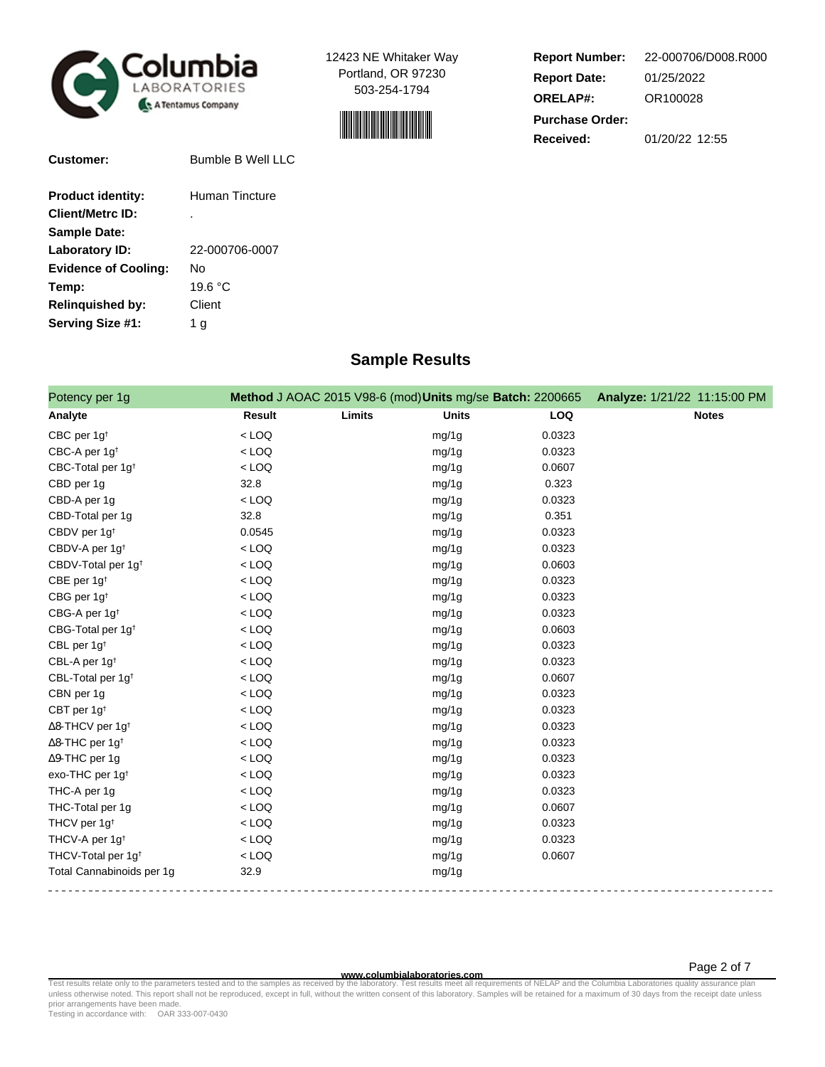12423 NE Whitaker Way
Portland, OR 97230
503-254-1794

**Report Number:** 22-000706/D008.R000
**Report Date:** 01/25/2022
**ORELAP#:** OR100028
**Purchase Order:**
**Received:** 01/20/22 12:55

**Customer:** Bumble B Well LLC

**Product identity:** Human Tincture
**Client/Metrc ID:** .
**Sample Date:**
**Laboratory ID:** 22-000706-0007
**Evidence of Cooling:** No
**Temp:** 19.6 °C
**Relinquished by:** Client
**Serving Size #1:** 1 g

## Sample Results

Potency per 1g — **Method** J AOAC 2015 V98-6 (mod) **Units** mg/se **Batch:** 2200665 **Analyze:** 1/21/22 11:15:00 PM

| Analyte | Result | Limits | Units | LOQ | Notes |
|---|---|---|---|---|---|
| CBC per 1g† | < LOQ | | mg/1g | 0.0323 | |
| CBC-A per 1g† | < LOQ | | mg/1g | 0.0323 | |
| CBC-Total per 1g† | < LOQ | | mg/1g | 0.0607 | |
| CBD per 1g | 32.8 | | mg/1g | 0.323 | |
| CBD-A per 1g | < LOQ | | mg/1g | 0.0323 | |
| CBD-Total per 1g | 32.8 | | mg/1g | 0.351 | |
| CBDV per 1g† | 0.0545 | | mg/1g | 0.0323 | |
| CBDV-A per 1g† | < LOQ | | mg/1g | 0.0323 | |
| CBDV-Total per 1g† | < LOQ | | mg/1g | 0.0603 | |
| CBE per 1g† | < LOQ | | mg/1g | 0.0323 | |
| CBG per 1g† | < LOQ | | mg/1g | 0.0323 | |
| CBG-A per 1g† | < LOQ | | mg/1g | 0.0323 | |
| CBG-Total per 1g† | < LOQ | | mg/1g | 0.0603 | |
| CBL per 1g† | < LOQ | | mg/1g | 0.0323 | |
| CBL-A per 1g† | < LOQ | | mg/1g | 0.0323 | |
| CBL-Total per 1g† | < LOQ | | mg/1g | 0.0607 | |
| CBN per 1g | < LOQ | | mg/1g | 0.0323 | |
| CBT per 1g† | < LOQ | | mg/1g | 0.0323 | |
| Δ8-THCV per 1g† | < LOQ | | mg/1g | 0.0323 | |
| Δ8-THC per 1g† | < LOQ | | mg/1g | 0.0323 | |
| Δ9-THC per 1g | < LOQ | | mg/1g | 0.0323 | |
| exo-THC per 1g† | < LOQ | | mg/1g | 0.0323 | |
| THC-A per 1g | < LOQ | | mg/1g | 0.0323 | |
| THC-Total per 1g | < LOQ | | mg/1g | 0.0607 | |
| THCV per 1g† | < LOQ | | mg/1g | 0.0323 | |
| THCV-A per 1g† | < LOQ | | mg/1g | 0.0323 | |
| THCV-Total per 1g† | < LOQ | | mg/1g | 0.0607 | |
| Total Cannabinoids per 1g | 32.9 | | mg/1g | | |

www.columbialaboratories.com

Test results relate only to the parameters tested and to the samples as received by the laboratory. Test results meet all requirements of NELAP and the Columbia Laboratories quality assurance plan unless otherwise noted. This report shall not be reproduced, except in full, without the written consent of this laboratory. Samples will be retained for a maximum of 30 days from the receipt date unless prior arrangements have been made.
Testing in accordance with: OAR 333-007-0430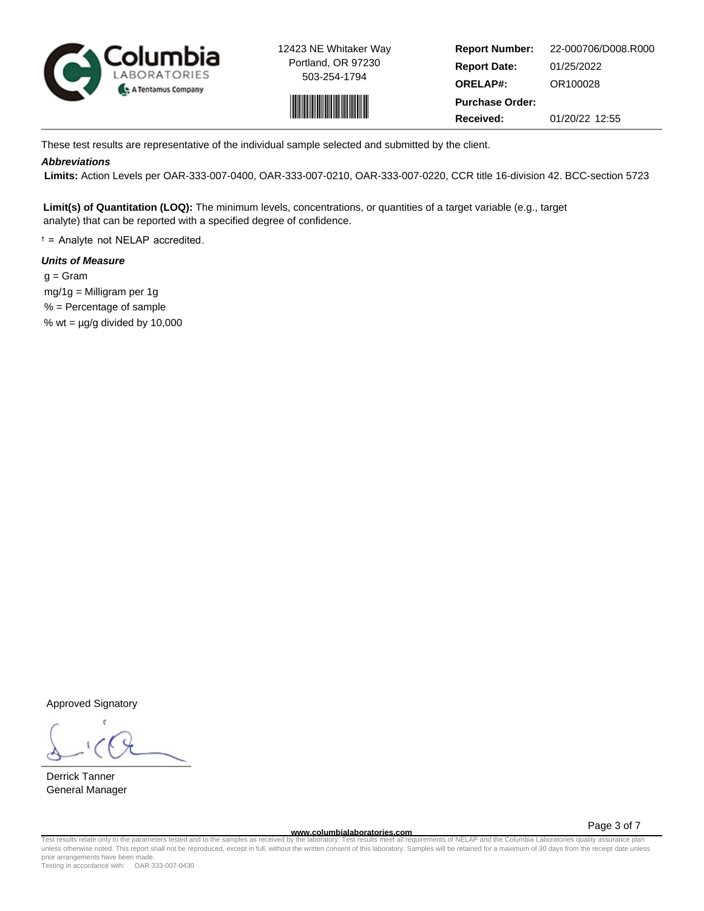12423 NE Whitaker Way
Portland, OR 97230
503-254-1794

| | |
|---|---|
| **Report Number:** | 22-000706/D008.R000 |
| **Report Date:** | 01/25/2022 |
| **ORELAP#:** | OR100028 |
| **Purchase Order:** | |
| **Received:** | 01/20/22 12:55 |

These test results are representative of the individual sample selected and submitted by the client.

***Abbreviations***

**Limits:** Action Levels per OAR-333-007-0400, OAR-333-007-0210, OAR-333-007-0220, CCR title 16-division 42. BCC-section 5723

**Limit(s) of Quantitation (LOQ):** The minimum levels, concentrations, or quantities of a target variable (e.g., target analyte) that can be reported with a specified degree of confidence.

† = Analyte not NELAP accredited.

***Units of Measure***

g = Gram
mg/1g = Milligram per 1g
% = Percentage of sample
% wt = µg/g divided by 10,000

Approved Signatory

Derrick Tanner
General Manager

www.columbialaboratories.com

Test results relate only to the parameters tested and to the samples as received by the laboratory. Test results meet all requirements of NELAP and the Columbia Laboratories quality assurance plan unless otherwise noted. This report shall not be reproduced, except in full, without the written consent of this laboratory. Samples will be retained for a maximum of 30 days from the receipt date unless prior arrangements have been made.
Testing in accordance with: OAR 333-007-0430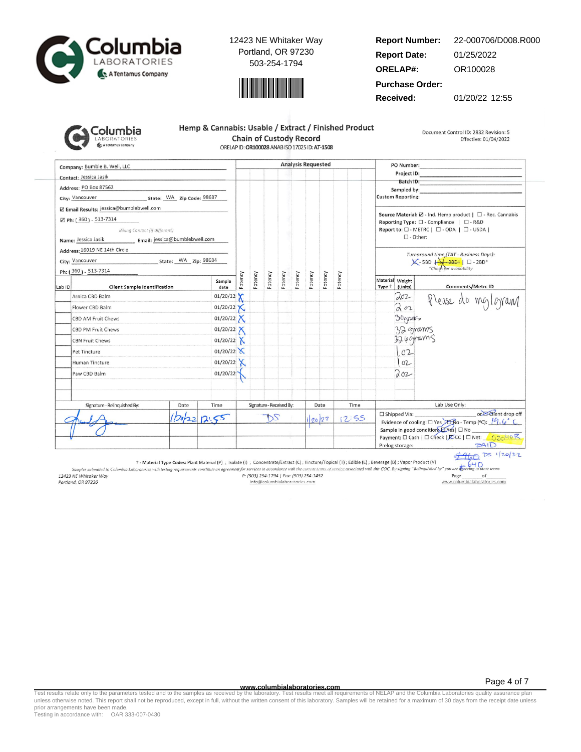Columbia LABORATORIES A Tentamus Company

12423 NE Whitaker Way
Portland, OR 97230
503-254-1794

| | |
|---|---|
| **Report Number:** | 22-000706/D008.R000 |
| **Report Date:** | 01/25/2022 |
| **ORELAP#:** | OR100028 |
| **Purchase Order:** | |
| **Received:** | 01/20/22 12:55 |

## Hemp & Cannabis: Usable / Extract / Finished Product Chain of Custody Record

ORELAP ID: OR100028 ANAB ISO 17025 ID: AT-1508

Document Control ID: 2832 Revision: 5
Effective: 01/04/2022

Company: Bumble B. Well, LLC
Contact: Jessica Jasik
Address: PO Box 87562
City: Vancouver State: WA Zip Code: 98687
☑ Email Results: jessica@bumblebwell.com
☑ Ph: (360) - 513-7314

*Billing Contact (if different)*

Name: Jessica Jasik Email: jessica@bumblebwell.com
Address: 16019 NE 14th Circle
City: Vancouver State: WA Zip: 98684
Ph: (360) - 513-7314

PO Number:
Project ID:
Batch ID:
Sampled by:
Custom Reporting:

Source Material: ☑ - Ind. Hemp product | ☐ - Rec. Cannabis
Reporting Type: ☐ - Compliance | ☐ - R&D
Report to: ☐ - METRC | ☐ - ODA | ☐ - USDA |
☐ - Other:

*Turnaround time (TAT - Business Days):*
☒ - 5BD | ~~☒ - 3BD*~~ | ☐ - 2BD*
*Check for availability

| Lab ID | Client Sample Identification | Sample date | Potency | Potency | Potency | Potency | Potency | Potency | Potency | Potency | Material Type † | Weight (Units) | Comments/Metrc ID |
|---|---|---|---|---|---|---|---|---|---|---|---|---|---|
| | Arnica CBD Balm | 01/20/22 | X | | | | | | | | | 2oz | Please do mg/gram |
| | Flower CBD Balm | 01/20/22 | X | | | | | | | | | 2oz | |
| | CBD AM Fruit Chews | 01/20/22 | X | | | | | | | | | 30grams | |
| | CBD PM Fruit Chews | 01/20/22 | X | | | | | | | | | 32 grams | |
| | CBN Fruit Chews | 01/20/22 | X | | | | | | | | | 32.6grams | |
| | Pet Tincture | 01/20/22 | X | | | | | | | | | 1oz | |
| | Human Tincture | 01/20/22 | X | | | | | | | | | 1oz | |
| | Paw CBD Balm | 01/20/22 | X | | | | | | | | | 2oz | |

| Signature - Relinquished By: | Date | Time | Signature - Received By: | Date | Time |
|---|---|---|---|---|---|
| (signature) | 1/20/22 | 12:55 | DS | 1/20/22 | 12:55 |

**Lab Use Only:**
☐ Shipped Via: or ☑ Client drop off
Evidence of cooling: ☐ Yes ☑ No - Temp (°C): 19.6° C
Sample in good condition: ☑ Yes | ☐ No
Payment: ☐ Cash | ☐ Check | ☑ CC | ☐ Net: 02040R PAID
Prelog storage:
~~$960~~ $640 DS 1/20/22

† - Material Type Codes: Plant Material (P) ; Isolate (I) ; Concentrate/Extract (C) ; Tincture/Topical (T) ; Edible (E) ; Beverage (B) ; Vapor Product (V)

*Samples submitted to Columbia Laboratories with testing requirements constitute an agreement for services in accordance with the current terms of service associated with this COC. By signing "Relinquished by" you are agreeing to these terms*

12423 NE Whitaker Way
Portland, OR 97230
P: (503) 254-1794 | Fax: (503) 254-1452
info@columbialaboratories.com
Page ___ of ___
www.columbialaboratories.com

www.columbialaboratories.com

Test results relate only to the parameters tested and to the samples as received by the laboratory. Test results meet all requirements of NELAP and the Columbia Laboratories quality assurance plan unless otherwise noted. This report shall not be reproduced, except in full, without the written consent of this laboratory. Samples will be retained for a maximum of 30 days from the receipt date unless prior arrangements have been made.
Testing in accordance with: OAR 333-007-0430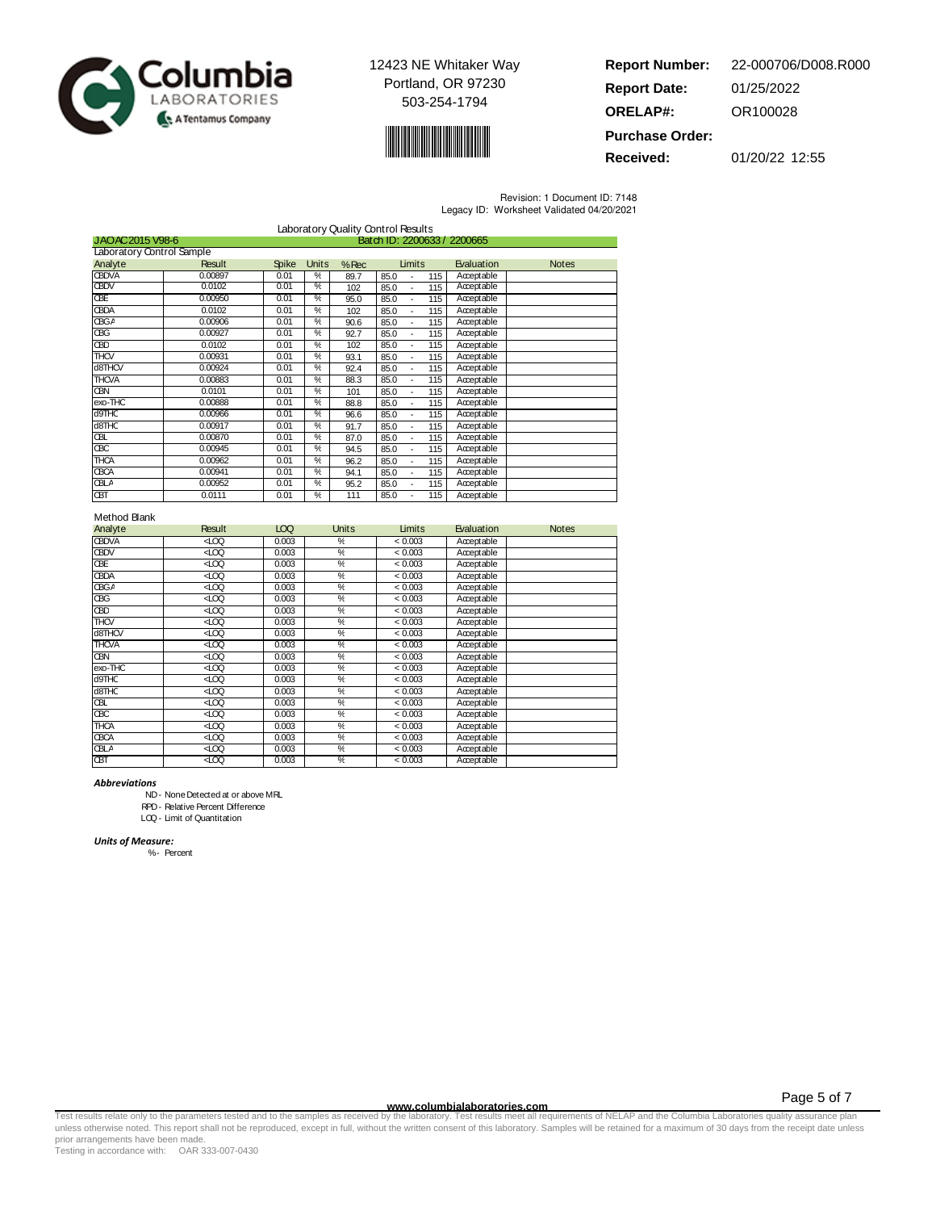Columbia LABORATORIES
A Tentamus Company

12423 NE Whitaker Way
Portland, OR 97230
503-254-1794

**Report Number:** 22-000706/D008.R000
**Report Date:** 01/25/2022
**ORELAP#:** OR100028
**Purchase Order:**
**Received:** 01/20/22 12:55

Revision: 1 Document ID: 7148
Legacy ID: Worksheet Validated 04/20/2021

## Laboratory Quality Control Results

JAOAC2015 V98-6 — Batch ID: 2200633 / 2200665

### Laboratory Control Sample

| Analyte | Result | Spike | Units | %Rec | Limits | Evaluation | Notes |
|---|---|---|---|---|---|---|---|
| CBDVA | 0.00897 | 0.01 | % | 89.7 | 85.0 - 115 | Acceptable | |
| CBDV | 0.0102 | 0.01 | % | 102 | 85.0 - 115 | Acceptable | |
| CBE | 0.00950 | 0.01 | % | 95.0 | 85.0 - 115 | Acceptable | |
| CBDA | 0.0102 | 0.01 | % | 102 | 85.0 - 115 | Acceptable | |
| CBGA | 0.00906 | 0.01 | % | 90.6 | 85.0 - 115 | Acceptable | |
| CBG | 0.00927 | 0.01 | % | 92.7 | 85.0 - 115 | Acceptable | |
| CBD | 0.0102 | 0.01 | % | 102 | 85.0 - 115 | Acceptable | |
| THCV | 0.00931 | 0.01 | % | 93.1 | 85.0 - 115 | Acceptable | |
| d8THCV | 0.00924 | 0.01 | % | 92.4 | 85.0 - 115 | Acceptable | |
| THCVA | 0.00883 | 0.01 | % | 88.3 | 85.0 - 115 | Acceptable | |
| CBN | 0.0101 | 0.01 | % | 101 | 85.0 - 115 | Acceptable | |
| exo-THC | 0.00888 | 0.01 | % | 88.8 | 85.0 - 115 | Acceptable | |
| d9THC | 0.00966 | 0.01 | % | 96.6 | 85.0 - 115 | Acceptable | |
| d8THC | 0.00917 | 0.01 | % | 91.7 | 85.0 - 115 | Acceptable | |
| CBL | 0.00870 | 0.01 | % | 87.0 | 85.0 - 115 | Acceptable | |
| CBC | 0.00945 | 0.01 | % | 94.5 | 85.0 - 115 | Acceptable | |
| THCA | 0.00962 | 0.01 | % | 96.2 | 85.0 - 115 | Acceptable | |
| CBCA | 0.00941 | 0.01 | % | 94.1 | 85.0 - 115 | Acceptable | |
| CBLA | 0.00952 | 0.01 | % | 95.2 | 85.0 - 115 | Acceptable | |
| CBT | 0.0111 | 0.01 | % | 111 | 85.0 - 115 | Acceptable | |

### Method Blank

| Analyte | Result | LOQ | Units | Limits | Evaluation | Notes |
|---|---|---|---|---|---|---|
| CBDVA | <LOQ | 0.003 | % | < 0.003 | Acceptable | |
| CBDV | <LOQ | 0.003 | % | < 0.003 | Acceptable | |
| CBE | <LOQ | 0.003 | % | < 0.003 | Acceptable | |
| CBDA | <LOQ | 0.003 | % | < 0.003 | Acceptable | |
| CBGA | <LOQ | 0.003 | % | < 0.003 | Acceptable | |
| CBG | <LOQ | 0.003 | % | < 0.003 | Acceptable | |
| CBD | <LOQ | 0.003 | % | < 0.003 | Acceptable | |
| THCV | <LOQ | 0.003 | % | < 0.003 | Acceptable | |
| d8THCV | <LOQ | 0.003 | % | < 0.003 | Acceptable | |
| THCVA | <LOQ | 0.003 | % | < 0.003 | Acceptable | |
| CBN | <LOQ | 0.003 | % | < 0.003 | Acceptable | |
| exo-THC | <LOQ | 0.003 | % | < 0.003 | Acceptable | |
| d9THC | <LOQ | 0.003 | % | < 0.003 | Acceptable | |
| d8THC | <LOQ | 0.003 | % | < 0.003 | Acceptable | |
| CBL | <LOQ | 0.003 | % | < 0.003 | Acceptable | |
| CBC | <LOQ | 0.003 | % | < 0.003 | Acceptable | |
| THCA | <LOQ | 0.003 | % | < 0.003 | Acceptable | |
| CBCA | <LOQ | 0.003 | % | < 0.003 | Acceptable | |
| CBLA | <LOQ | 0.003 | % | < 0.003 | Acceptable | |
| CBT | <LOQ | 0.003 | % | < 0.003 | Acceptable | |

***Abbreviations***

ND - None Detected at or above MRL
RPD - Relative Percent Difference
LOQ - Limit of Quantitation

***Units of Measure:***

% - Percent

www.columbialaboratories.com

Test results relate only to the parameters tested and to the samples as received by the laboratory. Test results meet all requirements of NELAP and the Columbia Laboratories quality assurance plan unless otherwise noted. This report shall not be reproduced, except in full, without the written consent of this laboratory. Samples will be retained for a maximum of 30 days from the receipt date unless prior arrangements have been made.
Testing in accordance with: OAR 333-007-0430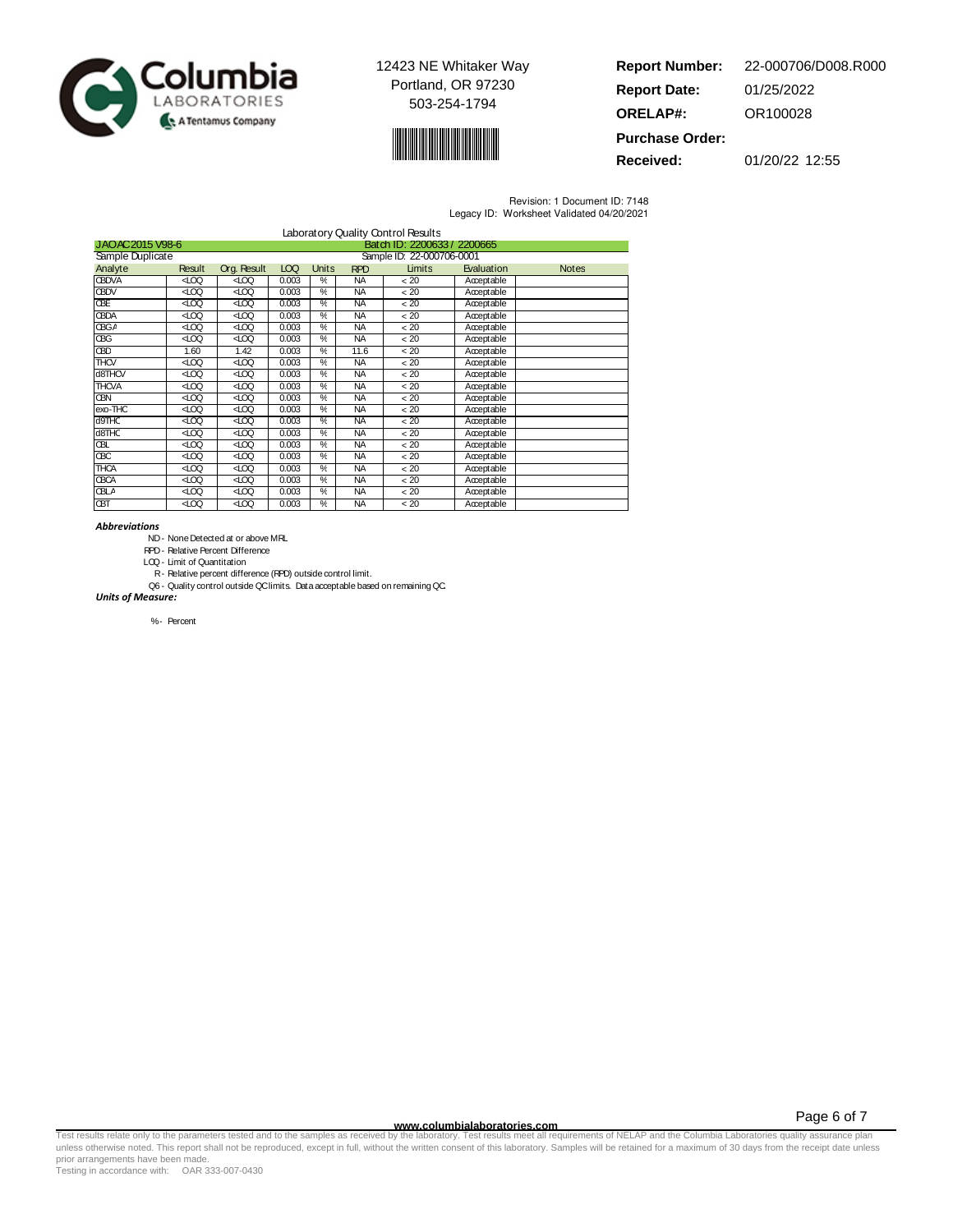Columbia LABORATORIES — A Tentamus Company

12423 NE Whitaker Way
Portland, OR 97230
503-254-1794

**Report Number:** 22-000706/D008.R000
**Report Date:** 01/25/2022
**ORELAP#:** OR100028
**Purchase Order:**
**Received:** 01/20/22 12:55

Revision: 1 Document ID: 7148
Legacy ID: Worksheet Validated 04/20/2021

## Laboratory Quality Control Results

JAOAC2015 V98-6 — Batch ID: 2200633 / 2200665

Sample Duplicate — Sample ID: 22-000706-0001

| Analyte | Result | Org. Result | LOQ | Units | RPD | Limits | Evaluation | Notes |
|---|---|---|---|---|---|---|---|---|
| CBDVA | <LOQ | <LOQ | 0.003 | % | NA | < 20 | Acceptable | |
| CBDV | <LOQ | <LOQ | 0.003 | % | NA | < 20 | Acceptable | |
| CBE | <LOQ | <LOQ | 0.003 | % | NA | < 20 | Acceptable | |
| CBDA | <LOQ | <LOQ | 0.003 | % | NA | < 20 | Acceptable | |
| CBGA | <LOQ | <LOQ | 0.003 | % | NA | < 20 | Acceptable | |
| CBG | <LOQ | <LOQ | 0.003 | % | NA | < 20 | Acceptable | |
| CBD | 1.60 | 1.42 | 0.003 | % | 11.6 | < 20 | Acceptable | |
| THCV | <LOQ | <LOQ | 0.003 | % | NA | < 20 | Acceptable | |
| d8THCV | <LOQ | <LOQ | 0.003 | % | NA | < 20 | Acceptable | |
| THCVA | <LOQ | <LOQ | 0.003 | % | NA | < 20 | Acceptable | |
| CBN | <LOQ | <LOQ | 0.003 | % | NA | < 20 | Acceptable | |
| exo-THC | <LOQ | <LOQ | 0.003 | % | NA | < 20 | Acceptable | |
| d9THC | <LOQ | <LOQ | 0.003 | % | NA | < 20 | Acceptable | |
| d8THC | <LOQ | <LOQ | 0.003 | % | NA | < 20 | Acceptable | |
| CBL | <LOQ | <LOQ | 0.003 | % | NA | < 20 | Acceptable | |
| CBC | <LOQ | <LOQ | 0.003 | % | NA | < 20 | Acceptable | |
| THCA | <LOQ | <LOQ | 0.003 | % | NA | < 20 | Acceptable | |
| CBCA | <LOQ | <LOQ | 0.003 | % | NA | < 20 | Acceptable | |
| CBLA | <LOQ | <LOQ | 0.003 | % | NA | < 20 | Acceptable | |
| CBT | <LOQ | <LOQ | 0.003 | % | NA | < 20 | Acceptable | |

***Abbreviations***

- ND - None Detected at or above MRL
- RPD - Relative Percent Difference
- LOQ - Limit of Quantitation
- R - Relative percent difference (RPD) outside control limit.
- Q6 - Quality control outside QC limits. Data acceptable based on remaining QC.

***Units of Measure:***

- % - Percent

www.columbialaboratories.com

Test results relate only to the parameters tested and to the samples as received by the laboratory. Test results meet all requirements of NELAP and the Columbia Laboratories quality assurance plan unless otherwise noted. This report shall not be reproduced, except in full, without the written consent of this laboratory. Samples will be retained for a maximum of 30 days from the receipt date unless prior arrangements have been made.
Testing in accordance with: OAR 333-007-0430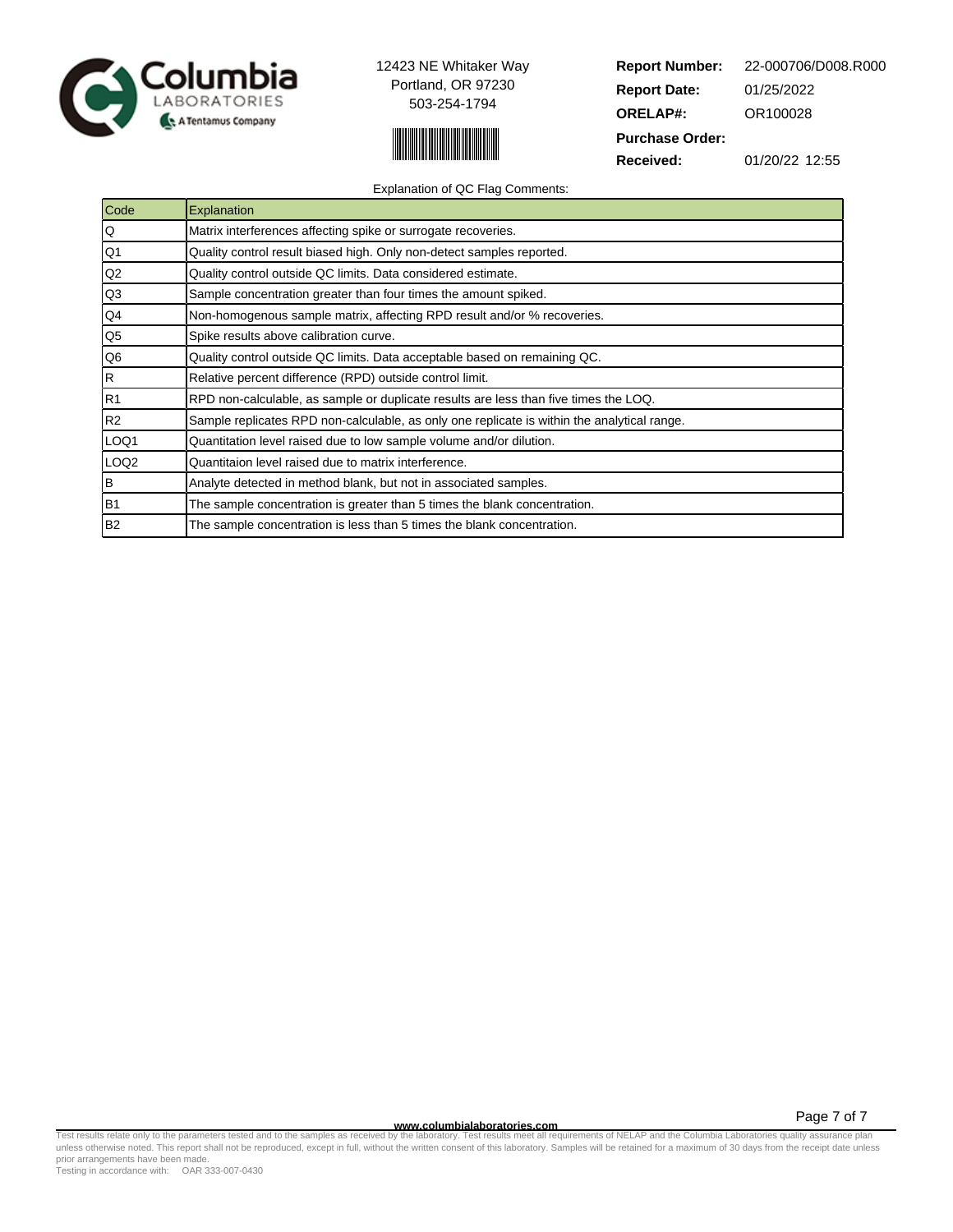Columbia Laboratories — A Tentamus Company

12423 NE Whitaker Way
Portland, OR 97230
503-254-1794

**Report Number:** 22-000706/D008.R000
**Report Date:** 01/25/2022
**ORELAP#:** OR100028
**Purchase Order:**
**Received:** 01/20/22 12:55

Explanation of QC Flag Comments:

| Code | Explanation |
|---|---|
| Q | Matrix interferences affecting spike or surrogate recoveries. |
| Q1 | Quality control result biased high. Only non-detect samples reported. |
| Q2 | Quality control outside QC limits. Data considered estimate. |
| Q3 | Sample concentration greater than four times the amount spiked. |
| Q4 | Non-homogenous sample matrix, affecting RPD result and/or % recoveries. |
| Q5 | Spike results above calibration curve. |
| Q6 | Quality control outside QC limits. Data acceptable based on remaining QC. |
| R | Relative percent difference (RPD) outside control limit. |
| R1 | RPD non-calculable, as sample or duplicate results are less than five times the LOQ. |
| R2 | Sample replicates RPD non-calculable, as only one replicate is within the analytical range. |
| LOQ1 | Quantitation level raised due to low sample volume and/or dilution. |
| LOQ2 | Quantitaion level raised due to matrix interference. |
| B | Analyte detected in method blank, but not in associated samples. |
| B1 | The sample concentration is greater than 5 times the blank concentration. |
| B2 | The sample concentration is less than 5 times the blank concentration. |

www.columbialaboratories.com

Test results relate only to the parameters tested and to the samples as received by the laboratory. Test results meet all requirements of NELAP and the Columbia Laboratories quality assurance plan unless otherwise noted. This report shall not be reproduced, except in full, without the written consent of this laboratory. Samples will be retained for a maximum of 30 days from the receipt date unless prior arrangements have been made.
Testing in accordance with: OAR 333-007-0430